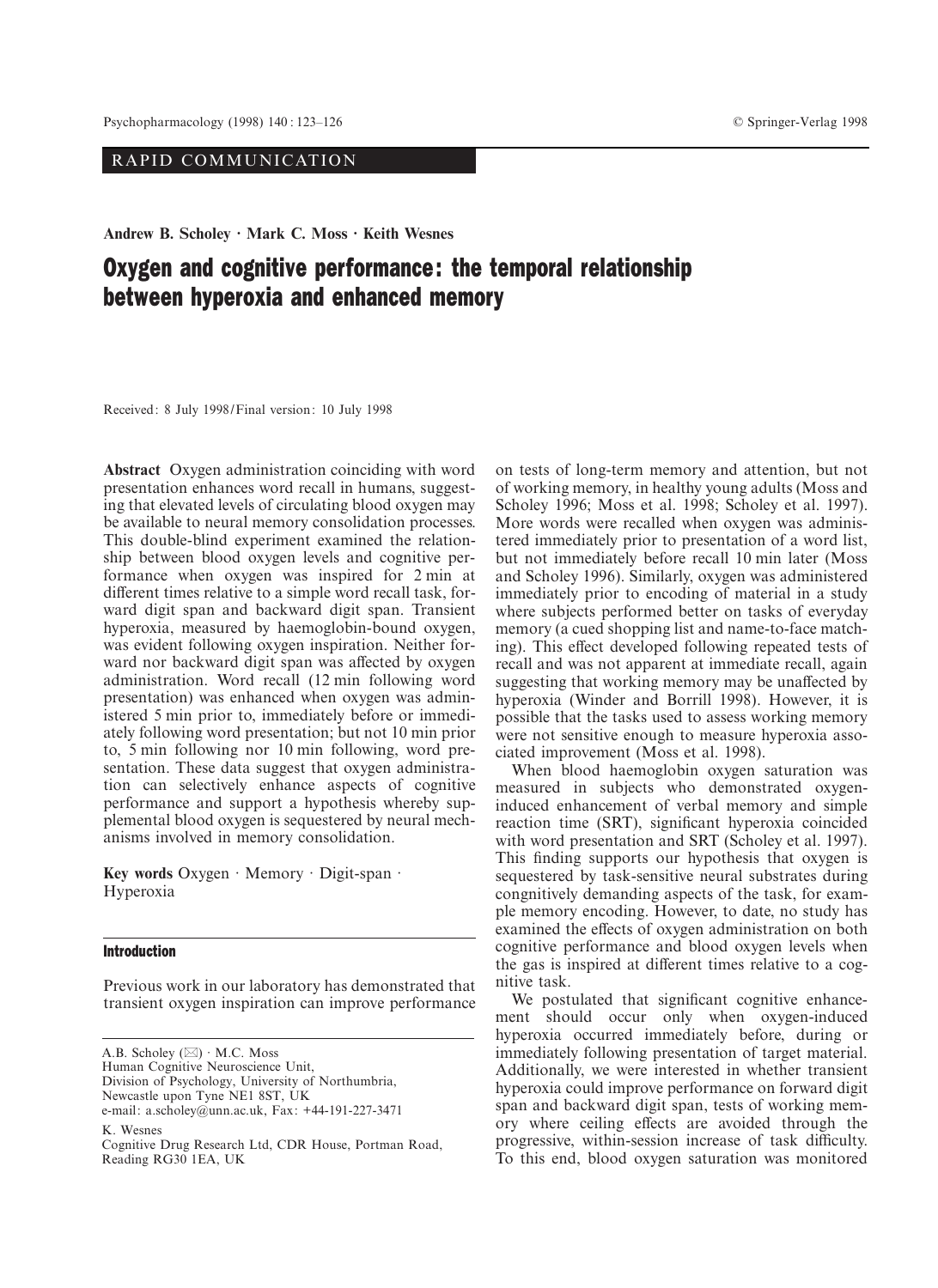RAPID COMMUNICATION

**Andrew B. Scholey · Mark C. Moss · Keith Wesnes**

# Oxygen and cognitive performance: the temporal relationship between hyperoxia and enhanced memory

Received: 8 July 1998 / Final version: 10 July 1998

**Abstract** Oxygen administration coinciding with word presentation enhances word recall in humans, suggesting that elevated levels of circulating blood oxygen may be available to neural memory consolidation processes. This double-blind experiment examined the relationship between blood oxygen levels and cognitive performance when oxygen was inspired for 2 min at different times relative to a simple word recall task, forward digit span and backward digit span. Transient hyperoxia, measured by haemoglobin-bound oxygen, was evident following oxygen inspiration. Neither forward nor backward digit span was affected by oxygen administration. Word recall (12 min following word presentation) was enhanced when oxygen was administered 5 min prior to, immediately before or immediately following word presentation; but not 10 min prior to, 5 min following nor 10 min following, word presentation. These data suggest that oxygen administration can selectively enhance aspects of cognitive performance and support a hypothesis whereby supplemental blood oxygen is sequestered by neural mechanisms involved in memory consolidation.

**Key words** Oxygen · Memory · Digit-span · Hyperoxia

## Introduction

Previous work in our laboratory has demonstrated that transient oxygen inspiration can improve performance on tests of long-term memory and attention, but not of working memory, in healthy young adults (Moss and Scholey 1996; Moss et al. 1998; Scholey et al. 1997). More words were recalled when oxygen was administered immediately prior to presentation of a word list, but not immediately before recall 10 min later (Moss and Scholey 1996). Similarly, oxygen was administered immediately prior to encoding of material in a study where subjects performed better on tasks of everyday memory (a cued shopping list and name-to-face matching). This effect developed following repeated tests of recall and was not apparent at immediate recall, again suggesting that working memory may be unaffected by hyperoxia (Winder and Borrill 1998). However, it is possible that the tasks used to assess working memory were not sensitive enough to measure hyperoxia associated improvement (Moss et al. 1998).

When blood haemoglobin oxygen saturation was measured in subjects who demonstrated oxygen-induced enhancement of verbal memory and simple reaction time (SRT), significant hyperoxia coincided with word presentation and SRT (Scholey et al. 1997). This finding supports our hypothesis that oxygen is sequestered by task-sensitive neural substrates during congnitively demanding aspects of the task, for example memory encoding. However, to date, no study has examined the effects of oxygen administration on both cognitive performance and blood oxygen levels when the gas is inspired at different times relative to a cognitive task.

We postulated that significant cognitive enhancement should occur only when oxygen-induced hyperoxia occurred immediately before, during or immediately following presentation of target material. Additionally, we were interested in whether transient hyperoxia could improve performance on forward digit span and backward digit span, tests of working memory where ceiling effects are avoided through the progressive, within-session increase of task difficulty. To this end, blood oxygen saturation was monitored

A.B. Scholey (✉) · M.C. Moss
Human Cognitive Neuroscience Unit,
Division of Psychology, University of Northumbria,
Newcastle upon Tyne NE1 8ST, UK
e-mail: a.scholey@unn.ac.uk, Fax: +44-191-227-3471

K. Wesnes
Cognitive Drug Research Ltd, CDR House, Portman Road,
Reading RG30 1EA, UK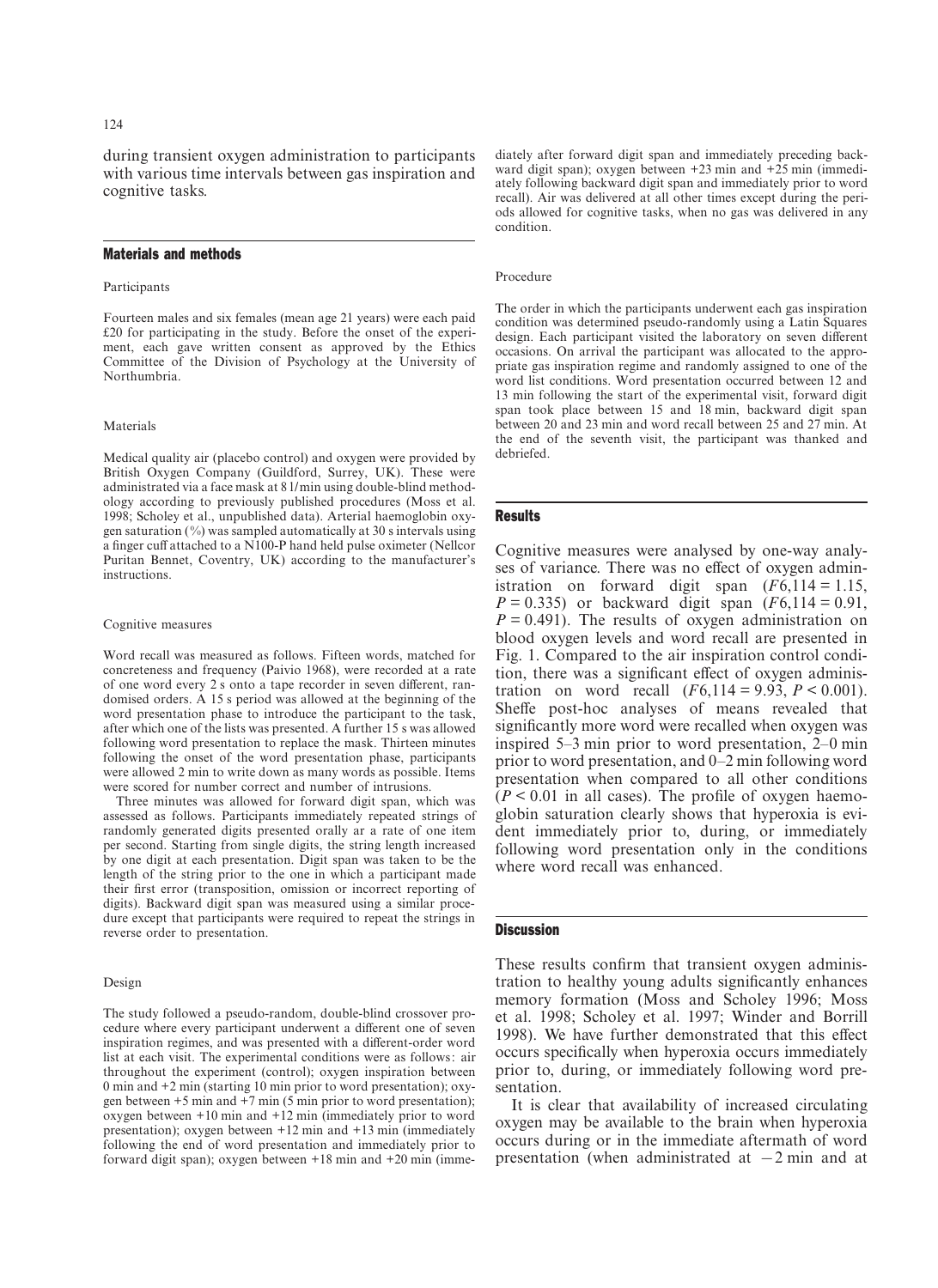during transient oxygen administration to participants with various time intervals between gas inspiration and cognitive tasks.

## Materials and methods

### Participants

Fourteen males and six females (mean age 21 years) were each paid £20 for participating in the study. Before the onset of the experiment, each gave written consent as approved by the Ethics Committee of the Division of Psychology at the University of Northumbria.

### Materials

Medical quality air (placebo control) and oxygen were provided by British Oxygen Company (Guildford, Surrey, UK). These were administrated via a face mask at 8 l/min using double-blind methodology according to previously published procedures (Moss et al. 1998; Scholey et al., unpublished data). Arterial haemoglobin oxygen saturation (%) was sampled automatically at 30 s intervals using a finger cuff attached to a N100-P hand held pulse oximeter (Nellcor Puritan Bennet, Coventry, UK) according to the manufacturer's instructions.

### Cognitive measures

Word recall was measured as follows. Fifteen words, matched for concreteness and frequency (Paivio 1968), were recorded at a rate of one word every 2 s onto a tape recorder in seven different, randomised orders. A 15 s period was allowed at the beginning of the word presentation phase to introduce the participant to the task, after which one of the lists was presented. A further 15 s was allowed following word presentation to replace the mask. Thirteen minutes following the onset of the word presentation phase, participants were allowed 2 min to write down as many words as possible. Items were scored for number correct and number of intrusions.

Three minutes was allowed for forward digit span, which was assessed as follows. Participants immediately repeated strings of randomly generated digits presented orally ar a rate of one item per second. Starting from single digits, the string length increased by one digit at each presentation. Digit span was taken to be the length of the string prior to the one in which a participant made their first error (transposition, omission or incorrect reporting of digits). Backward digit span was measured using a similar procedure except that participants were required to repeat the strings in reverse order to presentation.

### Design

The study followed a pseudo-random, double-blind crossover procedure where every participant underwent a different one of seven inspiration regimes, and was presented with a different-order word list at each visit. The experimental conditions were as follows: air throughout the experiment (control); oxygen inspiration between 0 min and +2 min (starting 10 min prior to word presentation); oxygen between +5 min and +7 min (5 min prior to word presentation); oxygen between +10 min and +12 min (immediately prior to word presentation); oxygen between +12 min and +13 min (immediately following the end of word presentation and immediately prior to forward digit span); oxygen between +18 min and +20 min (immediately after forward digit span and immediately preceding backward digit span); oxygen between +23 min and +25 min (immediately following backward digit span and immediately prior to word recall). Air was delivered at all other times except during the periods allowed for cognitive tasks, when no gas was delivered in any condition.

### Procedure

The order in which the participants underwent each gas inspiration condition was determined pseudo-randomly using a Latin Squares design. Each participant visited the laboratory on seven different occasions. On arrival the participant was allocated to the appropriate gas inspiration regime and randomly assigned to one of the word list conditions. Word presentation occurred between 12 and 13 min following the start of the experimental visit, forward digit span took place between 15 and 18 min, backward digit span between 20 and 23 min and word recall between 25 and 27 min. At the end of the seventh visit, the participant was thanked and debriefed.

## Results

Cognitive measures were analysed by one-way analyses of variance. There was no effect of oxygen administration on forward digit span ($F6,114 = 1.15$, $P = 0.335$) or backward digit span ($F6,114 = 0.91$, $P = 0.491$). The results of oxygen administration on blood oxygen levels and word recall are presented in Fig. 1. Compared to the air inspiration control condition, there was a significant effect of oxygen administration on word recall ($F6,114 = 9.93$, $P < 0.001$). Sheffe post-hoc analyses of means revealed that significantly more word were recalled when oxygen was inspired 5–3 min prior to word presentation, 2–0 min prior to word presentation, and 0–2 min following word presentation when compared to all other conditions ($P < 0.01$ in all cases). The profile of oxygen haemoglobin saturation clearly shows that hyperoxia is evident immediately prior to, during, or immediately following word presentation only in the conditions where word recall was enhanced.

## Discussion

These results confirm that transient oxygen administration to healthy young adults significantly enhances memory formation (Moss and Scholey 1996; Moss et al. 1998; Scholey et al. 1997; Winder and Borrill 1998). We have further demonstrated that this effect occurs specifically when hyperoxia occurs immediately prior to, during, or immediately following word presentation.

It is clear that availability of increased circulating oxygen may be available to the brain when hyperoxia occurs during or in the immediate aftermath of word presentation (when administrated at $-2$ min and at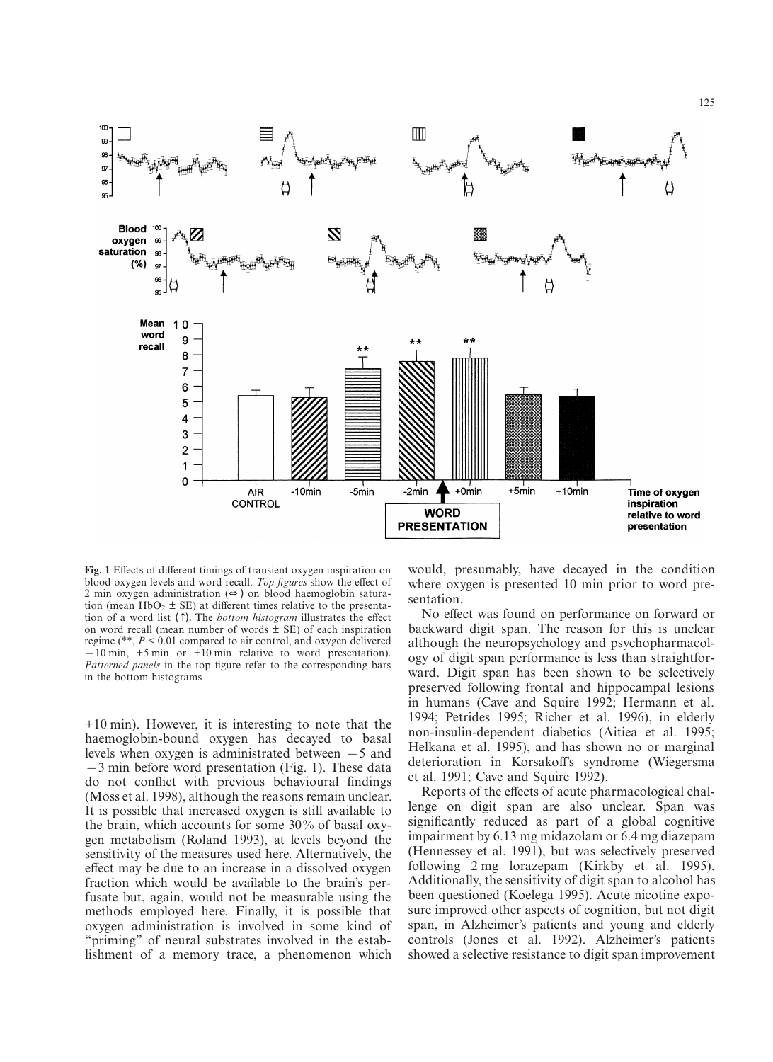Blood oxygen saturation (%)

Mean word recall

AIR CONTROL

-10min

-5min

-2min

+0min

+5min

+10min

WORD PRESENTATION

Time of oxygen inspiration relative to word presentation

**Fig. 1** Effects of different timings of transient oxygen inspiration on blood oxygen levels and word recall. *Top figures* show the effect of 2 min oxygen administration (⇔) on blood haemoglobin saturation (mean $HbO_2 \pm$ SE) at different times relative to the presentation of a word list (↑). The *bottom histogram* illustrates the effect on word recall (mean number of words ± SE) of each inspiration regime (\*\*, $P < 0.01$ compared to air control, and oxygen delivered −10 min, +5 min or +10 min relative to word presentation). *Patterned panels* in the top figure refer to the corresponding bars in the bottom histograms

+10 min). However, it is interesting to note that the haemoglobin-bound oxygen has decayed to basal levels when oxygen is administrated between −5 and −3 min before word presentation (Fig. 1). These data do not conflict with previous behavioural findings (Moss et al. 1998), although the reasons remain unclear. It is possible that increased oxygen is still available to the brain, which accounts for some 30% of basal oxygen metabolism (Roland 1993), at levels beyond the sensitivity of the measures used here. Alternatively, the effect may be due to an increase in a dissolved oxygen fraction which would be available to the brain's perfusate but, again, would not be measurable using the methods employed here. Finally, it is possible that oxygen administration is involved in some kind of "priming" of neural substrates involved in the establishment of a memory trace, a phenomenon which would, presumably, have decayed in the condition where oxygen is presented 10 min prior to word presentation.

No effect was found on performance on forward or backward digit span. The reason for this is unclear although the neuropsychology and psychopharmacology of digit span performance is less than straightforward. Digit span has been shown to be selectively preserved following frontal and hippocampal lesions in humans (Cave and Squire 1992; Hermann et al. 1994; Petrides 1995; Richer et al. 1996), in elderly non-insulin-dependent diabetics (Aitiea et al. 1995; Helkana et al. 1995), and has shown no or marginal deterioration in Korsakoff's syndrome (Wiegersma et al. 1991; Cave and Squire 1992).

Reports of the effects of acute pharmacological challenge on digit span are also unclear. Span was significantly reduced as part of a global cognitive impairment by 6.13 mg midazolam or 6.4 mg diazepam (Hennessey et al. 1991), but was selectively preserved following 2 mg lorazepam (Kirkby et al. 1995). Additionally, the sensitivity of digit span to alcohol has been questioned (Koelega 1995). Acute nicotine exposure improved other aspects of cognition, but not digit span, in Alzheimer's patients and young and elderly controls (Jones et al. 1992). Alzheimer's patients showed a selective resistance to digit span improvement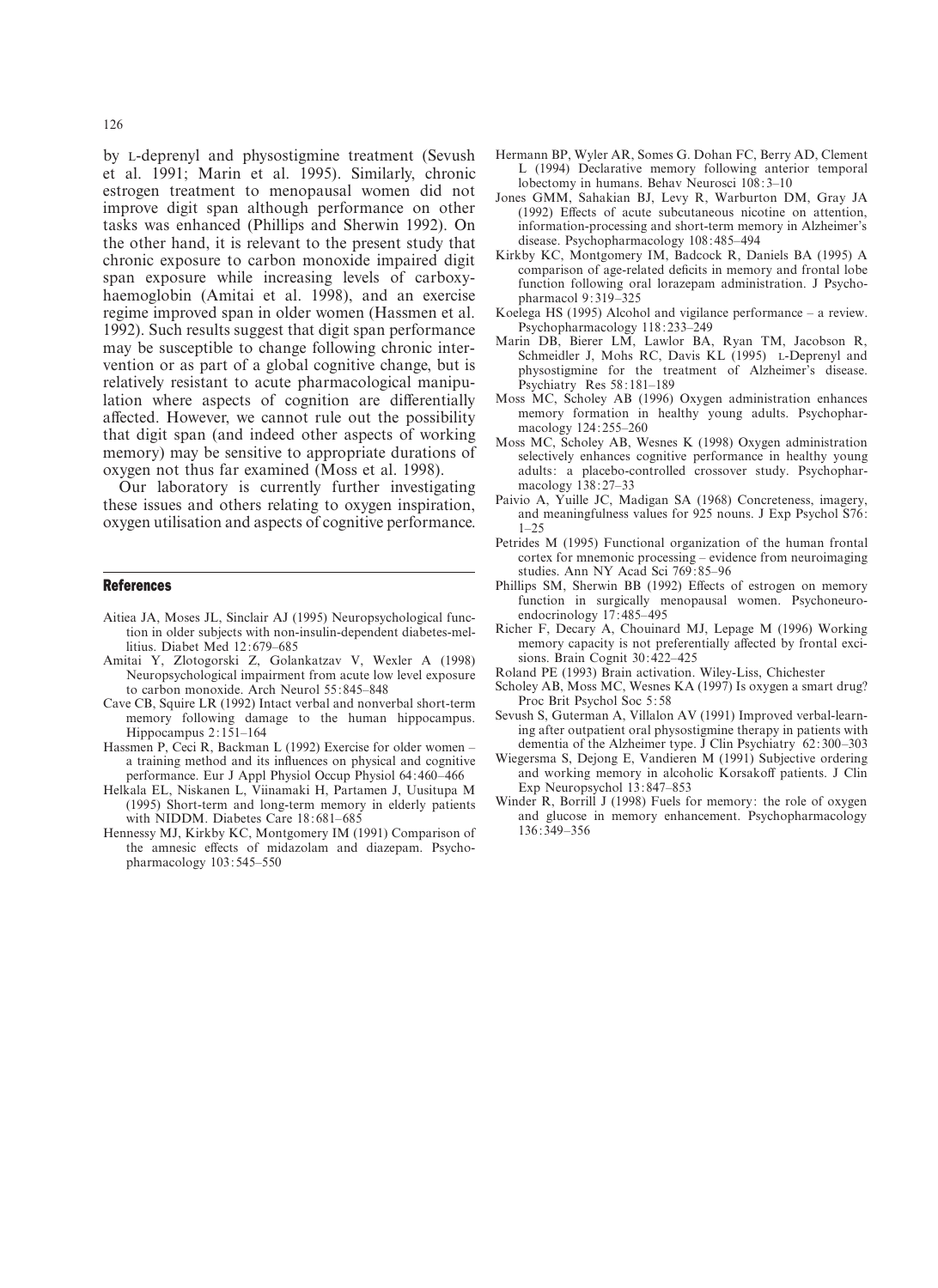by L-deprenyl and physostigmine treatment (Sevush et al. 1991; Marin et al. 1995). Similarly, chronic estrogen treatment to menopausal women did not improve digit span although performance on other tasks was enhanced (Phillips and Sherwin 1992). On the other hand, it is relevant to the present study that chronic exposure to carbon monoxide impaired digit span exposure while increasing levels of carboxyhaemoglobin (Amitai et al. 1998), and an exercise regime improved span in older women (Hassmen et al. 1992). Such results suggest that digit span performance may be susceptible to change following chronic intervention or as part of a global cognitive change, but is relatively resistant to acute pharmacological manipulation where aspects of cognition are differentially affected. However, we cannot rule out the possibility that digit span (and indeed other aspects of working memory) may be sensitive to appropriate durations of oxygen not thus far examined (Moss et al. 1998).

Our laboratory is currently further investigating these issues and others relating to oxygen inspiration, oxygen utilisation and aspects of cognitive performance.

## References

- Aitiea JA, Moses JL, Sinclair AJ (1995) Neuropsychological function in older subjects with non-insulin-dependent diabetes-mellitius. Diabet Med 12:679–685
- Amitai Y, Zlotogorski Z, Golankatzav V, Wexler A (1998) Neuropsychological impairment from acute low level exposure to carbon monoxide. Arch Neurol 55:845–848
- Cave CB, Squire LR (1992) Intact verbal and nonverbal short-term memory following damage to the human hippocampus. Hippocampus 2:151–164
- Hassmen P, Ceci R, Backman L (1992) Exercise for older women – a training method and its influences on physical and cognitive performance. Eur J Appl Physiol Occup Physiol 64:460–466
- Helkala EL, Niskanen L, Viinamaki H, Partamen J, Uusitupa M (1995) Short-term and long-term memory in elderly patients with NIDDM. Diabetes Care 18:681–685
- Hennessy MJ, Kirkby KC, Montgomery IM (1991) Comparison of the amnesic effects of midazolam and diazepam. Psychopharmacology 103:545–550
- Hermann BP, Wyler AR, Somes G. Dohan FC, Berry AD, Clement L (1994) Declarative memory following anterior temporal lobectomy in humans. Behav Neurosci 108:3–10
- Jones GMM, Sahakian BJ, Levy R, Warburton DM, Gray JA (1992) Effects of acute subcutaneous nicotine on attention, information-processing and short-term memory in Alzheimer's disease. Psychopharmacology 108:485–494
- Kirkby KC, Montgomery IM, Badcock R, Daniels BA (1995) A comparison of age-related deficits in memory and frontal lobe function following oral lorazepam administration. J Psychopharmacol 9:319–325
- Koelega HS (1995) Alcohol and vigilance performance – a review. Psychopharmacology 118:233–249
- Marin DB, Bierer LM, Lawlor BA, Ryan TM, Jacobson R, Schmeidler J, Mohs RC, Davis KL (1995) L-Deprenyl and physostigmine for the treatment of Alzheimer's disease. Psychiatry Res 58:181–189
- Moss MC, Scholey AB (1996) Oxygen administration enhances memory formation in healthy young adults. Psychopharmacology 124:255–260
- Moss MC, Scholey AB, Wesnes K (1998) Oxygen administration selectively enhances cognitive performance in healthy young adults: a placebo-controlled crossover study. Psychopharmacology 138:27–33
- Paivio A, Yuille JC, Madigan SA (1968) Concreteness, imagery, and meaningfulness values for 925 nouns. J Exp Psychol S76: 1–25
- Petrides M (1995) Functional organization of the human frontal cortex for mnemonic processing – evidence from neuroimaging studies. Ann NY Acad Sci 769:85–96
- Phillips SM, Sherwin BB (1992) Effects of estrogen on memory function in surgically menopausal women. Psychoneuroendocrinology 17:485–495
- Richer F, Decary A, Chouinard MJ, Lepage M (1996) Working memory capacity is not preferentially affected by frontal excisions. Brain Cognit 30:422–425
- Roland PE (1993) Brain activation. Wiley-Liss, Chichester
- Scholey AB, Moss MC, Wesnes KA (1997) Is oxygen a smart drug? Proc Brit Psychol Soc 5:58
- Sevush S, Guterman A, Villalon AV (1991) Improved verbal-learning after outpatient oral physostigmine therapy in patients with dementia of the Alzheimer type. J Clin Psychiatry 62:300–303
- Wiegersma S, Dejong E, Vandieren M (1991) Subjective ordering and working memory in alcoholic Korsakoff patients. J Clin Exp Neuropsychol 13:847–853
- Winder R, Borrill J (1998) Fuels for memory: the role of oxygen and glucose in memory enhancement. Psychopharmacology 136:349–356